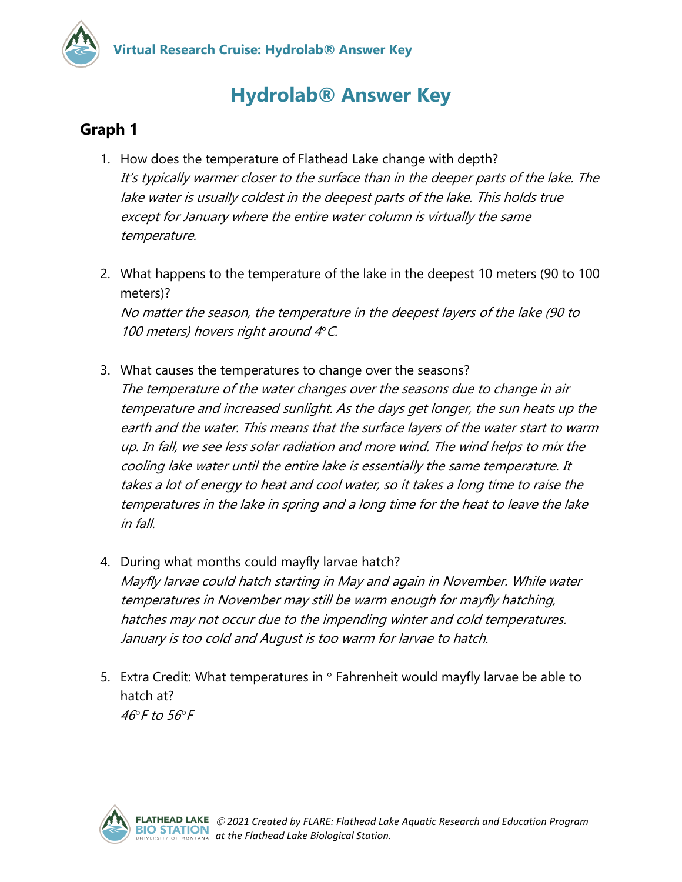# Hydrolab® Answer Key

## Graph 1

1. How does the temperature of Flathead Lake change with depth?
   *It's typically warmer closer to the surface than in the deeper parts of the lake. The lake water is usually coldest in the deepest parts of the lake. This holds true except for January where the entire water column is virtually the same temperature.*

2. What happens to the temperature of the lake in the deepest 10 meters (90 to 100 meters)?
   *No matter the season, the temperature in the deepest layers of the lake (90 to 100 meters) hovers right around 4°C.*

3. What causes the temperatures to change over the seasons?
   *The temperature of the water changes over the seasons due to change in air temperature and increased sunlight. As the days get longer, the sun heats up the earth and the water. This means that the surface layers of the water start to warm up. In fall, we see less solar radiation and more wind. The wind helps to mix the cooling lake water until the entire lake is essentially the same temperature. It takes a lot of energy to heat and cool water, so it takes a long time to raise the temperatures in the lake in spring and a long time for the heat to leave the lake in fall.*

4. During what months could mayfly larvae hatch?
   *Mayfly larvae could hatch starting in May and again in November. While water temperatures in November may still be warm enough for mayfly hatching, hatches may not occur due to the impending winter and cold temperatures. January is too cold and August is too warm for larvae to hatch.*

5. Extra Credit: What temperatures in ° Fahrenheit would mayfly larvae be able to hatch at?
   *46°F to 56°F*

© 2021 Created by FLARE: Flathead Lake Aquatic Research and Education Program at the Flathead Lake Biological Station.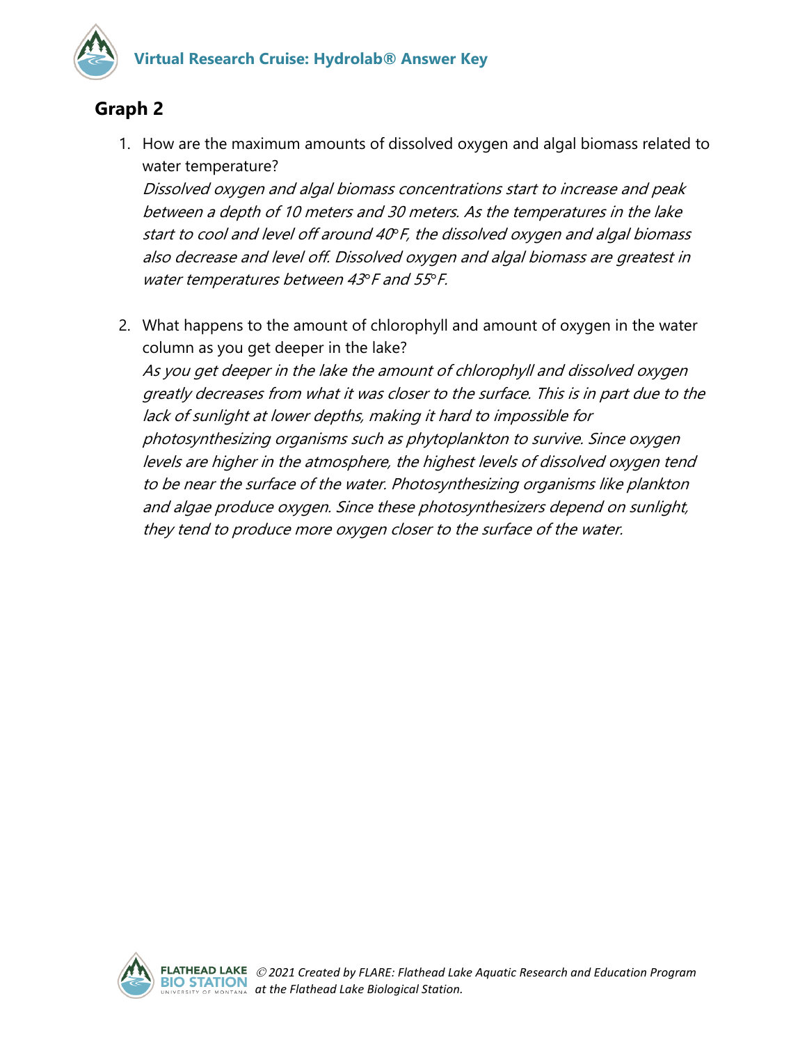## Graph 2

1. How are the maximum amounts of dissolved oxygen and algal biomass related to water temperature?
   *Dissolved oxygen and algal biomass concentrations start to increase and peak between a depth of 10 meters and 30 meters. As the temperatures in the lake start to cool and level off around 40°F, the dissolved oxygen and algal biomass also decrease and level off. Dissolved oxygen and algal biomass are greatest in water temperatures between 43°F and 55°F.*

2. What happens to the amount of chlorophyll and amount of oxygen in the water column as you get deeper in the lake?
   *As you get deeper in the lake the amount of chlorophyll and dissolved oxygen greatly decreases from what it was closer to the surface. This is in part due to the lack of sunlight at lower depths, making it hard to impossible for photosynthesizing organisms such as phytoplankton to survive. Since oxygen levels are higher in the atmosphere, the highest levels of dissolved oxygen tend to be near the surface of the water. Photosynthesizing organisms like plankton and algae produce oxygen. Since these photosynthesizers depend on sunlight, they tend to produce more oxygen closer to the surface of the water.*